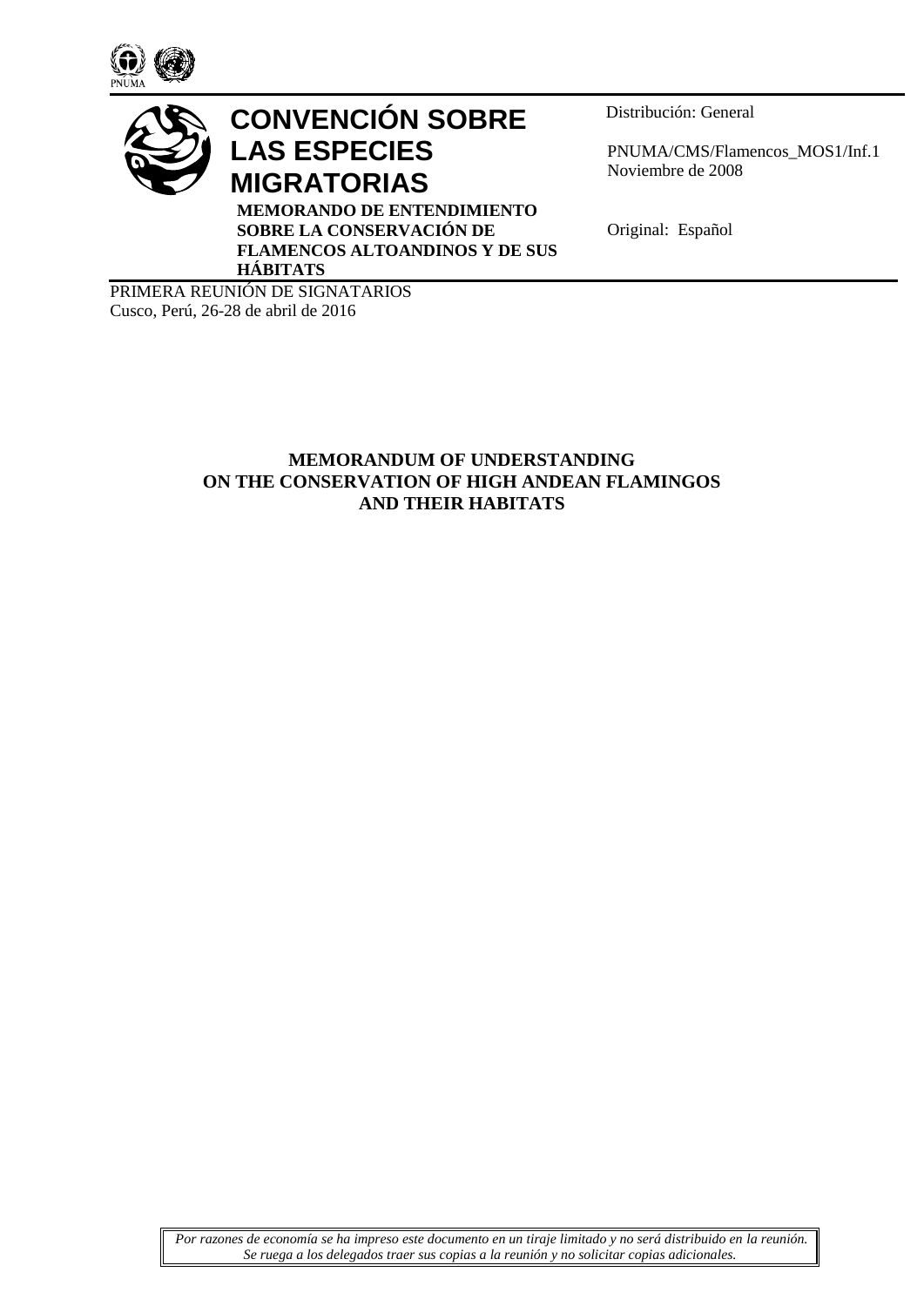PNUMA

# CONVENCIÓN SOBRE LAS ESPECIES MIGRATORIAS

**MEMORANDO DE ENTENDIMIENTO SOBRE LA CONSERVACIÓN DE FLAMENCOS ALTOANDINOS Y DE SUS HÁBITATS**

Distribución: General

PNUMA/CMS/Flamencos_MOS1/Inf.1
Noviembre de 2008

Original: Español

PRIMERA REUNIÓN DE SIGNATARIOS
Cusco, Perú, 26-28 de abril de 2016

## MEMORANDUM OF UNDERSTANDING ON THE CONSERVATION OF HIGH ANDEAN FLAMINGOS AND THEIR HABITATS

*Por razones de economía se ha impreso este documento en un tiraje limitado y no será distribuido en la reunión. Se ruega a los delegados traer sus copias a la reunión y no solicitar copias adicionales.*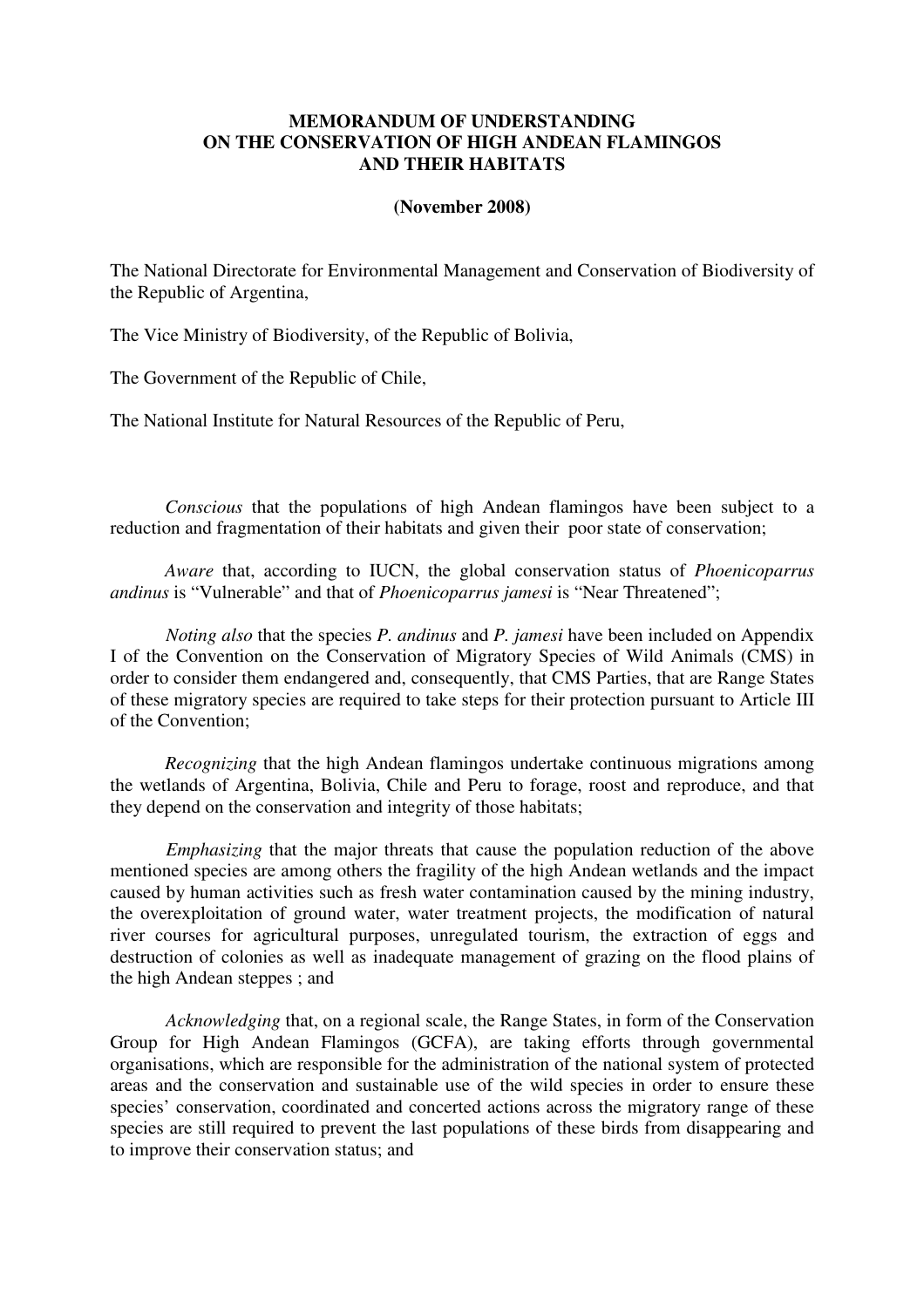**MEMORANDUM OF UNDERSTANDING ON THE CONSERVATION OF HIGH ANDEAN FLAMINGOS AND THEIR HABITATS**

**(November 2008)**

The National Directorate for Environmental Management and Conservation of Biodiversity of the Republic of Argentina,

The Vice Ministry of Biodiversity, of the Republic of Bolivia,

The Government of the Republic of Chile,

The National Institute for Natural Resources of the Republic of Peru,

*Conscious* that the populations of high Andean flamingos have been subject to a reduction and fragmentation of their habitats and given their poor state of conservation;

*Aware* that, according to IUCN, the global conservation status of *Phoenicoparrus andinus* is "Vulnerable" and that of *Phoenicoparrus jamesi* is "Near Threatened";

*Noting also* that the species *P. andinus* and *P. jamesi* have been included on Appendix I of the Convention on the Conservation of Migratory Species of Wild Animals (CMS) in order to consider them endangered and, consequently, that CMS Parties, that are Range States of these migratory species are required to take steps for their protection pursuant to Article III of the Convention;

*Recognizing* that the high Andean flamingos undertake continuous migrations among the wetlands of Argentina, Bolivia, Chile and Peru to forage, roost and reproduce, and that they depend on the conservation and integrity of those habitats;

*Emphasizing* that the major threats that cause the population reduction of the above mentioned species are among others the fragility of the high Andean wetlands and the impact caused by human activities such as fresh water contamination caused by the mining industry, the overexploitation of ground water, water treatment projects, the modification of natural river courses for agricultural purposes, unregulated tourism, the extraction of eggs and destruction of colonies as well as inadequate management of grazing on the flood plains of the high Andean steppes ; and

*Acknowledging* that, on a regional scale, the Range States, in form of the Conservation Group for High Andean Flamingos (GCFA), are taking efforts through governmental organisations, which are responsible for the administration of the national system of protected areas and the conservation and sustainable use of the wild species in order to ensure these species' conservation, coordinated and concerted actions across the migratory range of these species are still required to prevent the last populations of these birds from disappearing and to improve their conservation status; and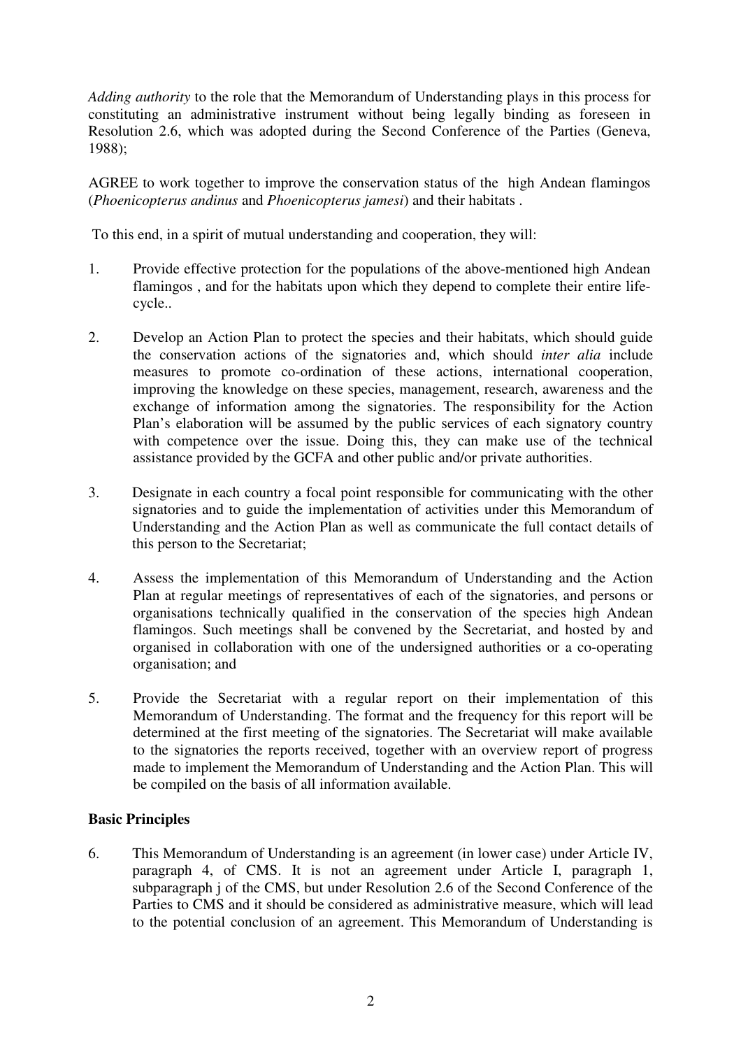*Adding authority* to the role that the Memorandum of Understanding plays in this process for constituting an administrative instrument without being legally binding as foreseen in Resolution 2.6, which was adopted during the Second Conference of the Parties (Geneva, 1988);

AGREE to work together to improve the conservation status of the high Andean flamingos (*Phoenicopterus andinus* and *Phoenicopterus jamesi*) and their habitats .

To this end, in a spirit of mutual understanding and cooperation, they will:

1. Provide effective protection for the populations of the above-mentioned high Andean flamingos , and for the habitats upon which they depend to complete their entire life-cycle..

2. Develop an Action Plan to protect the species and their habitats, which should guide the conservation actions of the signatories and, which should *inter alia* include measures to promote co-ordination of these actions, international cooperation, improving the knowledge on these species, management, research, awareness and the exchange of information among the signatories. The responsibility for the Action Plan's elaboration will be assumed by the public services of each signatory country with competence over the issue. Doing this, they can make use of the technical assistance provided by the GCFA and other public and/or private authorities.

3. Designate in each country a focal point responsible for communicating with the other signatories and to guide the implementation of activities under this Memorandum of Understanding and the Action Plan as well as communicate the full contact details of this person to the Secretariat;

4. Assess the implementation of this Memorandum of Understanding and the Action Plan at regular meetings of representatives of each of the signatories, and persons or organisations technically qualified in the conservation of the species high Andean flamingos. Such meetings shall be convened by the Secretariat, and hosted by and organised in collaboration with one of the undersigned authorities or a co-operating organisation; and

5. Provide the Secretariat with a regular report on their implementation of this Memorandum of Understanding. The format and the frequency for this report will be determined at the first meeting of the signatories. The Secretariat will make available to the signatories the reports received, together with an overview report of progress made to implement the Memorandum of Understanding and the Action Plan. This will be compiled on the basis of all information available.

**Basic Principles**

6. This Memorandum of Understanding is an agreement (in lower case) under Article IV, paragraph 4, of CMS. It is not an agreement under Article I, paragraph 1, subparagraph j of the CMS, but under Resolution 2.6 of the Second Conference of the Parties to CMS and it should be considered as administrative measure, which will lead to the potential conclusion of an agreement. This Memorandum of Understanding is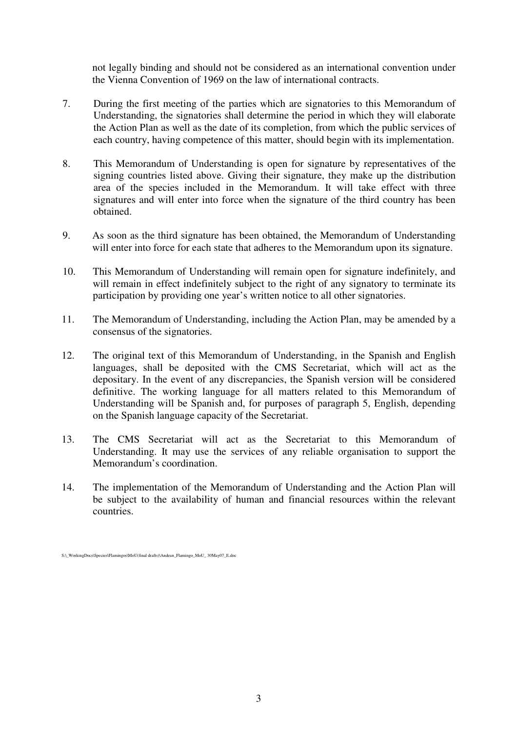not legally binding and should not be considered as an international convention under the Vienna Convention of 1969 on the law of international contracts.

7. During the first meeting of the parties which are signatories to this Memorandum of Understanding, the signatories shall determine the period in which they will elaborate the Action Plan as well as the date of its completion, from which the public services of each country, having competence of this matter, should begin with its implementation.

8. This Memorandum of Understanding is open for signature by representatives of the signing countries listed above. Giving their signature, they make up the distribution area of the species included in the Memorandum. It will take effect with three signatures and will enter into force when the signature of the third country has been obtained.

9. As soon as the third signature has been obtained, the Memorandum of Understanding will enter into force for each state that adheres to the Memorandum upon its signature.

10. This Memorandum of Understanding will remain open for signature indefinitely, and will remain in effect indefinitely subject to the right of any signatory to terminate its participation by providing one year's written notice to all other signatories.

11. The Memorandum of Understanding, including the Action Plan, may be amended by a consensus of the signatories.

12. The original text of this Memorandum of Understanding, in the Spanish and English languages, shall be deposited with the CMS Secretariat, which will act as the depositary. In the event of any discrepancies, the Spanish version will be considered definitive. The working language for all matters related to this Memorandum of Understanding will be Spanish and, for purposes of paragraph 5, English, depending on the Spanish language capacity of the Secretariat.

13. The CMS Secretariat will act as the Secretariat to this Memorandum of Understanding. It may use the services of any reliable organisation to support the Memorandum's coordination.

14. The implementation of the Memorandum of Understanding and the Action Plan will be subject to the availability of human and financial resources within the relevant countries.

S:\_WorkingDocs\Species\Flamingos\MoU(final drafts)\Andean_Flamingo_MoU_ 30May07_E.doc